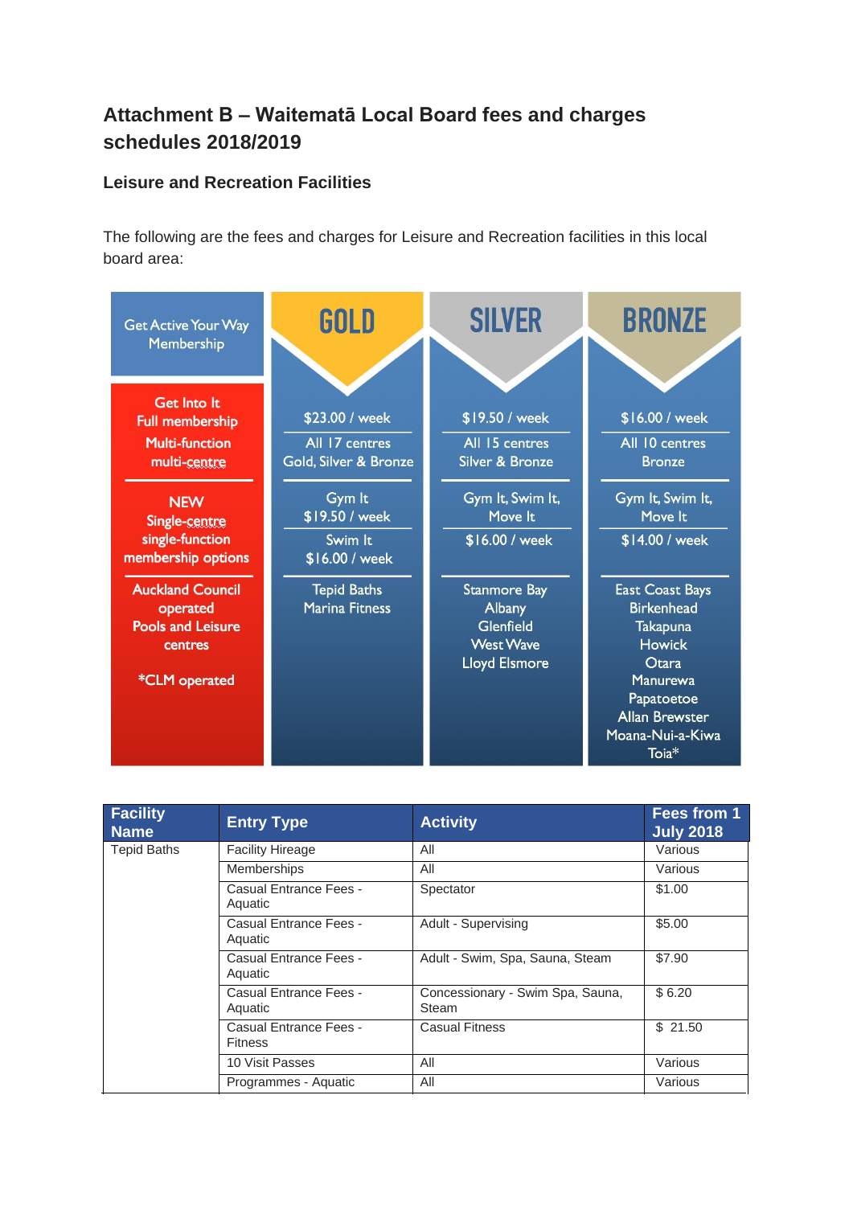# Attachment B – Waitematā Local Board fees and charges schedules 2018/2019

## Leisure and Recreation Facilities

The following are the fees and charges for Leisure and Recreation facilities in this local board area:

| Get Active Your Way Membership | GOLD | SILVER | BRONZE |
|---|---|---|---|
| Get Into It Full membership Multi-function multi-centre | $23.00 / week<br>All 17 centres Gold, Silver & Bronze | $19.50 / week<br>All 15 centres Silver & Bronze | $16.00 / week<br>All 10 centres Bronze |
| NEW Single-centre single-function membership options | Gym It $19.50 / week<br>Swim It $16.00 / week | Gym It, Swim It, Move It<br>$16.00 / week | Gym It, Swim It, Move It<br>$14.00 / week |
| Auckland Council operated Pools and Leisure centres<br><br>*CLM operated | Tepid Baths<br>Marina Fitness | Stanmore Bay<br>Albany<br>Glenfield<br>West Wave<br>Lloyd Elsmore | East Coast Bays<br>Birkenhead<br>Takapuna<br>Howick<br>Otara<br>Manurewa<br>Papatoetoe<br>Allan Brewster<br>Moana-Nui-a-Kiwa<br>Toia* |

| Facility Name | Entry Type | Activity | Fees from 1 July 2018 |
|---|---|---|---|
| Tepid Baths | Facility Hireage | All | Various |
| | Memberships | All | Various |
| | Casual Entrance Fees - Aquatic | Spectator | $1.00 |
| | Casual Entrance Fees - Aquatic | Adult - Supervising | $5.00 |
| | Casual Entrance Fees - Aquatic | Adult - Swim, Spa, Sauna, Steam | $7.90 |
| | Casual Entrance Fees - Aquatic | Concessionary - Swim Spa, Sauna, Steam | $ 6.20 |
| | Casual Entrance Fees - Fitness | Casual Fitness | $ 21.50 |
| | 10 Visit Passes | All | Various |
| | Programmes - Aquatic | All | Various |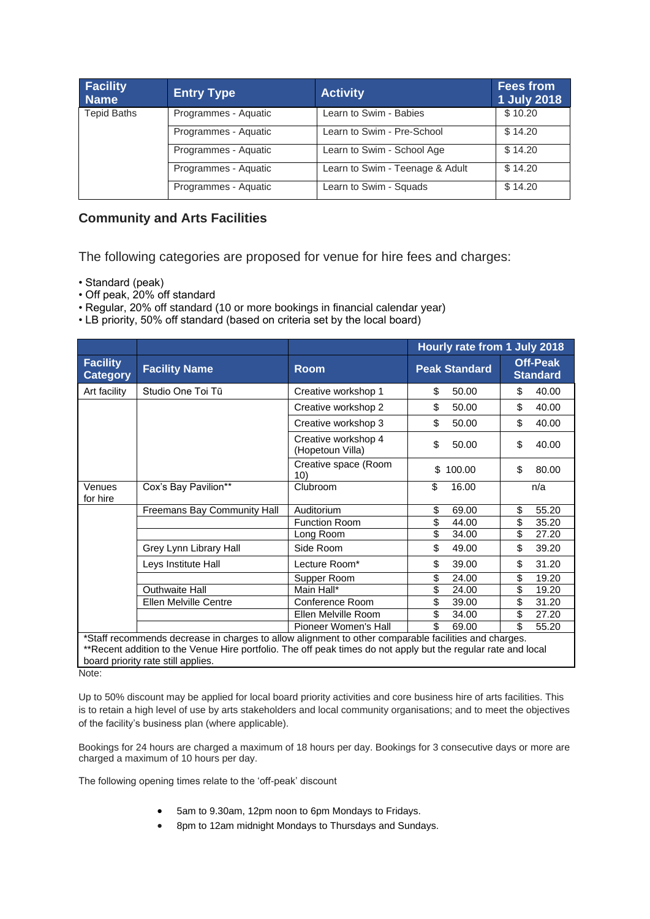| Facility Name | Entry Type | Activity | Fees from 1 July 2018 |
|---|---|---|---|
| Tepid Baths | Programmes - Aquatic | Learn to Swim - Babies | $ 10.20 |
| | Programmes - Aquatic | Learn to Swim - Pre-School | $ 14.20 |
| | Programmes - Aquatic | Learn to Swim - School Age | $ 14.20 |
| | Programmes - Aquatic | Learn to Swim - Teenage & Adult | $ 14.20 |
| | Programmes - Aquatic | Learn to Swim - Squads | $ 14.20 |

## Community and Arts Facilities

The following categories are proposed for venue for hire fees and charges:

- Standard (peak)
- Off peak, 20% off standard
- Regular, 20% off standard (10 or more bookings in financial calendar year)
- LB priority, 50% off standard (based on criteria set by the local board)

| | | | Hourly rate from 1 July 2018 | |
|---|---|---|---|---|
| Facility Category | Facility Name | Room | Peak Standard | Off-Peak Standard |
| Art facility | Studio One Toi Tū | Creative workshop 1 | $ 50.00 | $ 40.00 |
| | | Creative workshop 2 | $ 50.00 | $ 40.00 |
| | | Creative workshop 3 | $ 50.00 | $ 40.00 |
| | | Creative workshop 4 (Hopetoun Villa) | $ 50.00 | $ 40.00 |
| | | Creative space (Room 10) | $ 100.00 | $ 80.00 |
| Venues for hire | Cox's Bay Pavilion** | Clubroom | $ 16.00 | n/a |
| | Freemans Bay Community Hall | Auditorium | $ 69.00 | $ 55.20 |
| | | Function Room | $ 44.00 | $ 35.20 |
| | | Long Room | $ 34.00 | $ 27.20 |
| | Grey Lynn Library Hall | Side Room | $ 49.00 | $ 39.20 |
| | Leys Institute Hall | Lecture Room* | $ 39.00 | $ 31.20 |
| | | Supper Room | $ 24.00 | $ 19.20 |
| | Outhwaite Hall | Main Hall* | $ 24.00 | $ 19.20 |
| | Ellen Melville Centre | Conference Room | $ 39.00 | $ 31.20 |
| | | Ellen Melville Room | $ 34.00 | $ 27.20 |
| | | Pioneer Women's Hall | $ 69.00 | $ 55.20 |

*Staff recommends decrease in charges to allow alignment to other comparable facilities and charges.
**Recent addition to the Venue Hire portfolio. The off peak times do not apply but the regular rate and local board priority rate still applies.

Note:

Up to 50% discount may be applied for local board priority activities and core business hire of arts facilities. This is to retain a high level of use by arts stakeholders and local community organisations; and to meet the objectives of the facility's business plan (where applicable).

Bookings for 24 hours are charged a maximum of 18 hours per day. Bookings for 3 consecutive days or more are charged a maximum of 10 hours per day.

The following opening times relate to the 'off-peak' discount

- 5am to 9.30am, 12pm noon to 6pm Mondays to Fridays.
- 8pm to 12am midnight Mondays to Thursdays and Sundays.